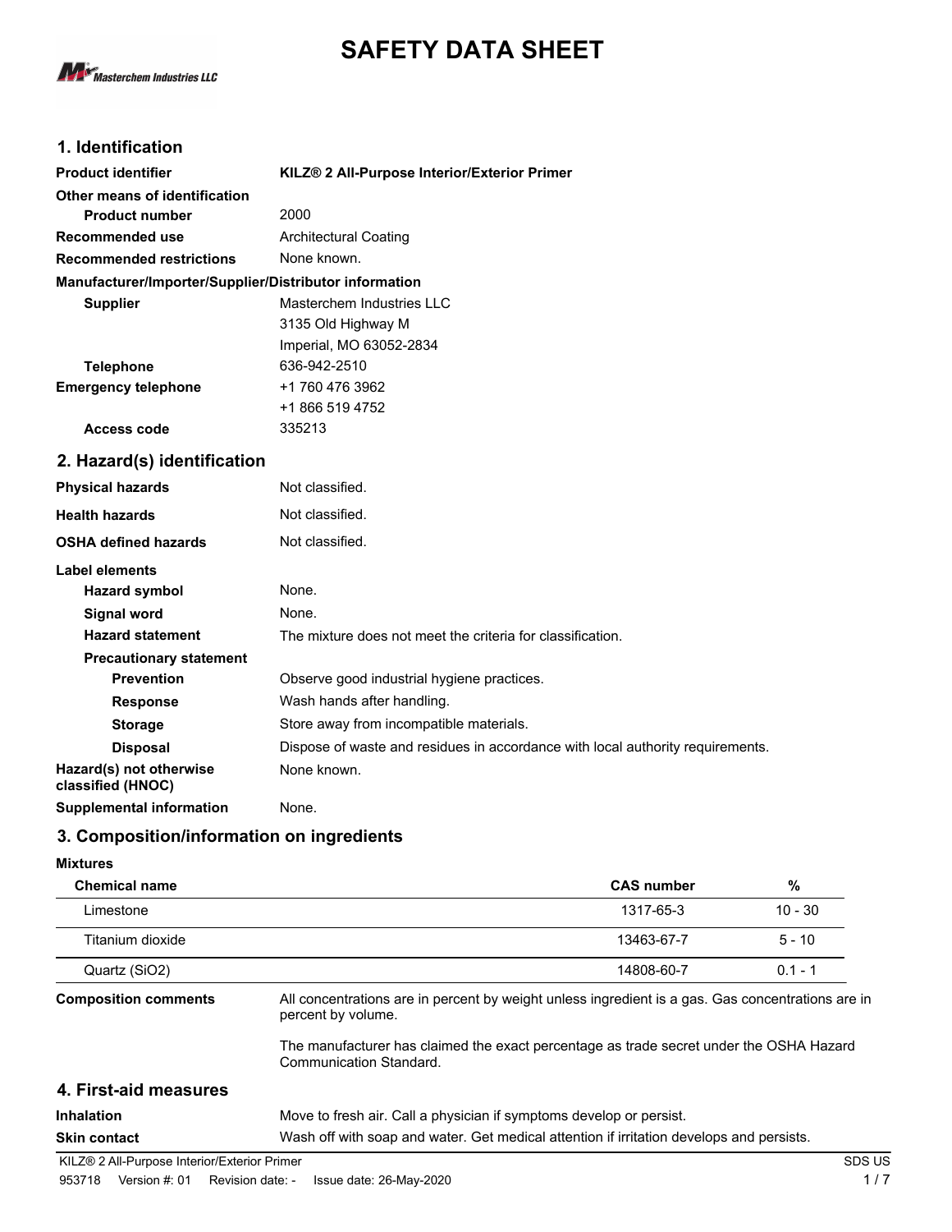# SAFETY DATA SHEET

Masterchem Industries LLC

## 1. Identification

| | |
|---|---|
| **Product identifier** | **KILZ® 2 All-Purpose Interior/Exterior Primer** |
| **Other means of identification** | |
| **Product number** | 2000 |
| **Recommended use** | Architectural Coating |
| **Recommended restrictions** | None known. |
| **Manufacturer/Importer/Supplier/Distributor information** | |
| **Supplier** | Masterchem Industries LLC<br>3135 Old Highway M<br>Imperial, MO 63052-2834 |
| **Telephone** | 636-942-2510 |
| **Emergency telephone** | +1 760 476 3962<br>+1 866 519 4752 |
| **Access code** | 335213 |

## 2. Hazard(s) identification

| | |
|---|---|
| **Physical hazards** | Not classified. |
| **Health hazards** | Not classified. |
| **OSHA defined hazards** | Not classified. |
| **Label elements** | |
| **Hazard symbol** | None. |
| **Signal word** | None. |
| **Hazard statement** | The mixture does not meet the criteria for classification. |
| **Precautionary statement** | |
| **Prevention** | Observe good industrial hygiene practices. |
| **Response** | Wash hands after handling. |
| **Storage** | Store away from incompatible materials. |
| **Disposal** | Dispose of waste and residues in accordance with local authority requirements. |
| **Hazard(s) not otherwise classified (HNOC)** | None known. |
| **Supplemental information** | None. |

## 3. Composition/information on ingredients

**Mixtures**

| Chemical name | CAS number | % |
|---|---|---|
| Limestone | 1317-65-3 | 10 - 30 |
| Titanium dioxide | 13463-67-7 | 5 - 10 |
| Quartz ($SiO_2$) | 14808-60-7 | 0.1 - 1 |

**Composition comments**

All concentrations are in percent by weight unless ingredient is a gas. Gas concentrations are in percent by volume.

The manufacturer has claimed the exact percentage as trade secret under the OSHA Hazard Communication Standard.

## 4. First-aid measures

| | |
|---|---|
| **Inhalation** | Move to fresh air. Call a physician if symptoms develop or persist. |
| **Skin contact** | Wash off with soap and water. Get medical attention if irritation develops and persists. |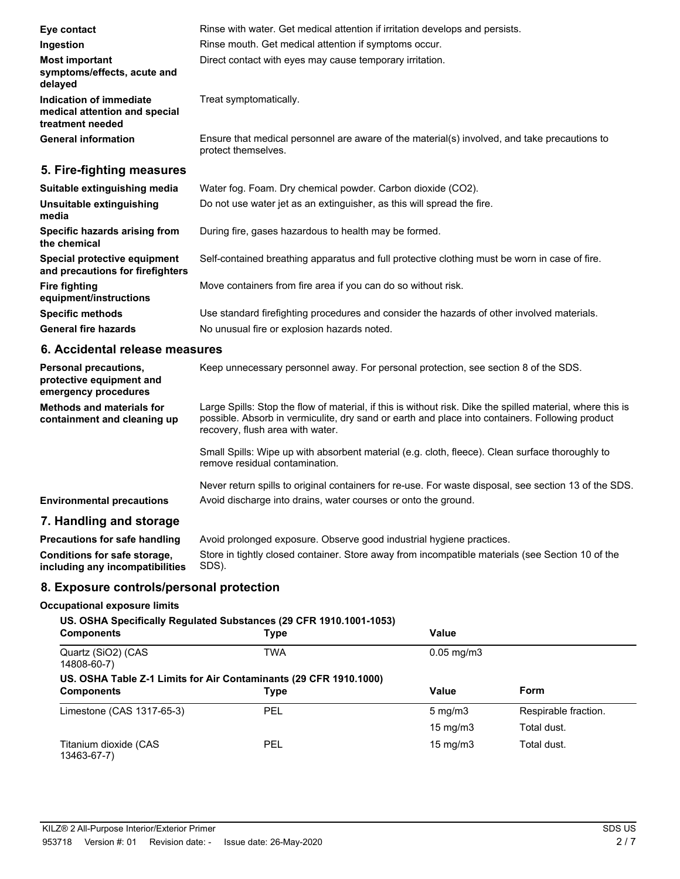| | |
|---|---|
| **Eye contact** | Rinse with water. Get medical attention if irritation develops and persists. |
| **Ingestion** | Rinse mouth. Get medical attention if symptoms occur. |
| **Most important symptoms/effects, acute and delayed** | Direct contact with eyes may cause temporary irritation. |
| **Indication of immediate medical attention and special treatment needed** | Treat symptomatically. |
| **General information** | Ensure that medical personnel are aware of the material(s) involved, and take precautions to protect themselves. |

## 5. Fire-fighting measures

| | |
|---|---|
| **Suitable extinguishing media** | Water fog. Foam. Dry chemical powder. Carbon dioxide ($CO_2$). |
| **Unsuitable extinguishing media** | Do not use water jet as an extinguisher, as this will spread the fire. |
| **Specific hazards arising from the chemical** | During fire, gases hazardous to health may be formed. |
| **Special protective equipment and precautions for firefighters** | Self-contained breathing apparatus and full protective clothing must be worn in case of fire. |
| **Fire fighting equipment/instructions** | Move containers from fire area if you can do so without risk. |
| **Specific methods** | Use standard firefighting procedures and consider the hazards of other involved materials. |
| **General fire hazards** | No unusual fire or explosion hazards noted. |

## 6. Accidental release measures

| | |
|---|---|
| **Personal precautions, protective equipment and emergency procedures** | Keep unnecessary personnel away. For personal protection, see section 8 of the SDS. |
| **Methods and materials for containment and cleaning up** | Large Spills: Stop the flow of material, if this is without risk. Dike the spilled material, where this is possible. Absorb in vermiculite, dry sand or earth and place into containers. Following product recovery, flush area with water.<br><br>Small Spills: Wipe up with absorbent material (e.g. cloth, fleece). Clean surface thoroughly to remove residual contamination.<br><br>Never return spills to original containers for re-use. For waste disposal, see section 13 of the SDS. |
| **Environmental precautions** | Avoid discharge into drains, water courses or onto the ground. |

## 7. Handling and storage

| | |
|---|---|
| **Precautions for safe handling** | Avoid prolonged exposure. Observe good industrial hygiene practices. |
| **Conditions for safe storage, including any incompatibilities** | Store in tightly closed container. Store away from incompatible materials (see Section 10 of the SDS). |

## 8. Exposure controls/personal protection

**Occupational exposure limits**

**US. OSHA Specifically Regulated Substances (29 CFR 1910.1001-1053)**

| Components | Type | Value |
|---|---|---|
| Quartz ($SiO_2$) (CAS 14808-60-7) | TWA | 0.05 mg/m3 |

**US. OSHA Table Z-1 Limits for Air Contaminants (29 CFR 1910.1000)**

| Components | Type | Value | Form |
|---|---|---|---|
| Limestone (CAS 1317-65-3) | PEL | 5 mg/m3 | Respirable fraction. |
| | | 15 mg/m3 | Total dust. |
| Titanium dioxide (CAS 13463-67-7) | PEL | 15 mg/m3 | Total dust. |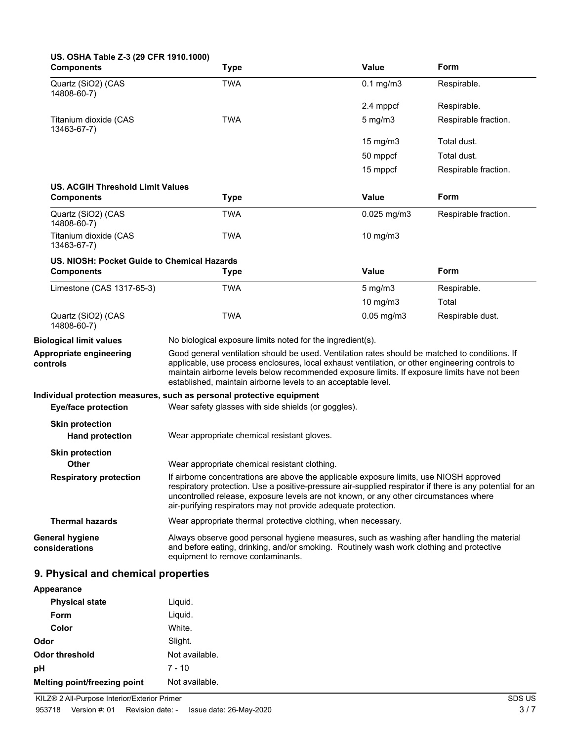**US. OSHA Table Z-3 (29 CFR 1910.1000)**

| Components | Type | Value | Form |
|---|---|---|---|
| Quartz (SiO2) (CAS 14808-60-7) | TWA | 0.1 mg/m3 | Respirable. |
| | | 2.4 mppcf | Respirable. |
| Titanium dioxide (CAS 13463-67-7) | TWA | 5 mg/m3 | Respirable fraction. |
| | | 15 mg/m3 | Total dust. |
| | | 50 mppcf | Total dust. |
| | | 15 mppcf | Respirable fraction. |

**US. ACGIH Threshold Limit Values**

| Components | Type | Value | Form |
|---|---|---|---|
| Quartz (SiO2) (CAS 14808-60-7) | TWA | 0.025 mg/m3 | Respirable fraction. |
| Titanium dioxide (CAS 13463-67-7) | TWA | 10 mg/m3 | |

**US. NIOSH: Pocket Guide to Chemical Hazards**

| Components | Type | Value | Form |
|---|---|---|---|
| Limestone (CAS 1317-65-3) | TWA | 5 mg/m3 | Respirable. |
| | | 10 mg/m3 | Total |
| Quartz (SiO2) (CAS 14808-60-7) | TWA | 0.05 mg/m3 | Respirable dust. |

**Biological limit values** No biological exposure limits noted for the ingredient(s).

**Appropriate engineering controls** Good general ventilation should be used. Ventilation rates should be matched to conditions. If applicable, use process enclosures, local exhaust ventilation, or other engineering controls to maintain airborne levels below recommended exposure limits. If exposure limits have not been established, maintain airborne levels to an acceptable level.

**Individual protection measures, such as personal protective equipment**

**Eye/face protection** Wear safety glasses with side shields (or goggles).

**Skin protection**

**Hand protection** Wear appropriate chemical resistant gloves.

**Skin protection**

**Other** Wear appropriate chemical resistant clothing.

**Respiratory protection** If airborne concentrations are above the applicable exposure limits, use NIOSH approved respiratory protection. Use a positive-pressure air-supplied respirator if there is any potential for an uncontrolled release, exposure levels are not known, or any other circumstances where air-purifying respirators may not provide adequate protection.

**Thermal hazards** Wear appropriate thermal protective clothing, when necessary.

**General hygiene considerations** Always observe good personal hygiene measures, such as washing after handling the material and before eating, drinking, and/or smoking. Routinely wash work clothing and protective equipment to remove contaminants.

## 9. Physical and chemical properties

**Appearance**

**Physical state** Liquid.

**Form** Liquid.

**Color** White.

**Odor** Slight.

**Odor threshold** Not available.

**pH** 7 - 10

**Melting point/freezing point** Not available.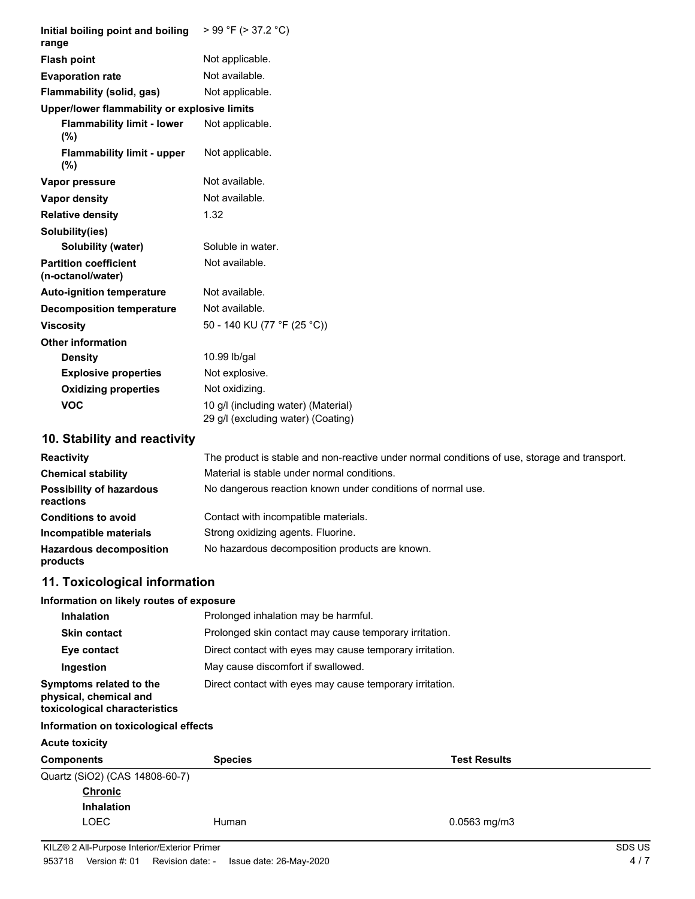| | |
|---|---|
| **Initial boiling point and boiling range** | > 99 °F (> 37.2 °C) |
| **Flash point** | Not applicable. |
| **Evaporation rate** | Not available. |
| **Flammability (solid, gas)** | Not applicable. |
| **Upper/lower flammability or explosive limits** | |
| **Flammability limit - lower (%)** | Not applicable. |
| **Flammability limit - upper (%)** | Not applicable. |
| **Vapor pressure** | Not available. |
| **Vapor density** | Not available. |
| **Relative density** | 1.32 |
| **Solubility(ies)** | |
| **Solubility (water)** | Soluble in water. |
| **Partition coefficient (n-octanol/water)** | Not available. |
| **Auto-ignition temperature** | Not available. |
| **Decomposition temperature** | Not available. |
| **Viscosity** | 50 - 140 KU (77 °F (25 °C)) |
| **Other information** | |
| **Density** | 10.99 lb/gal |
| **Explosive properties** | Not explosive. |
| **Oxidizing properties** | Not oxidizing. |
| **VOC** | 10 g/l (including water) (Material)<br>29 g/l (excluding water) (Coating) |

## 10. Stability and reactivity

| | |
|---|---|
| **Reactivity** | The product is stable and non-reactive under normal conditions of use, storage and transport. |
| **Chemical stability** | Material is stable under normal conditions. |
| **Possibility of hazardous reactions** | No dangerous reaction known under conditions of normal use. |
| **Conditions to avoid** | Contact with incompatible materials. |
| **Incompatible materials** | Strong oxidizing agents. Fluorine. |
| **Hazardous decomposition products** | No hazardous decomposition products are known. |

## 11. Toxicological information

**Information on likely routes of exposure**

| | |
|---|---|
| **Inhalation** | Prolonged inhalation may be harmful. |
| **Skin contact** | Prolonged skin contact may cause temporary irritation. |
| **Eye contact** | Direct contact with eyes may cause temporary irritation. |
| **Ingestion** | May cause discomfort if swallowed. |
| **Symptoms related to the physical, chemical and toxicological characteristics** | Direct contact with eyes may cause temporary irritation. |

**Information on toxicological effects**

**Acute toxicity**

| Components | Species | Test Results |
|---|---|---|
| Quartz ($SiO_2$) (CAS 14808-60-7) | | |
| **Chronic** | | |
| **Inhalation** | | |
| LOEC | Human | 0.0563 mg/m3 |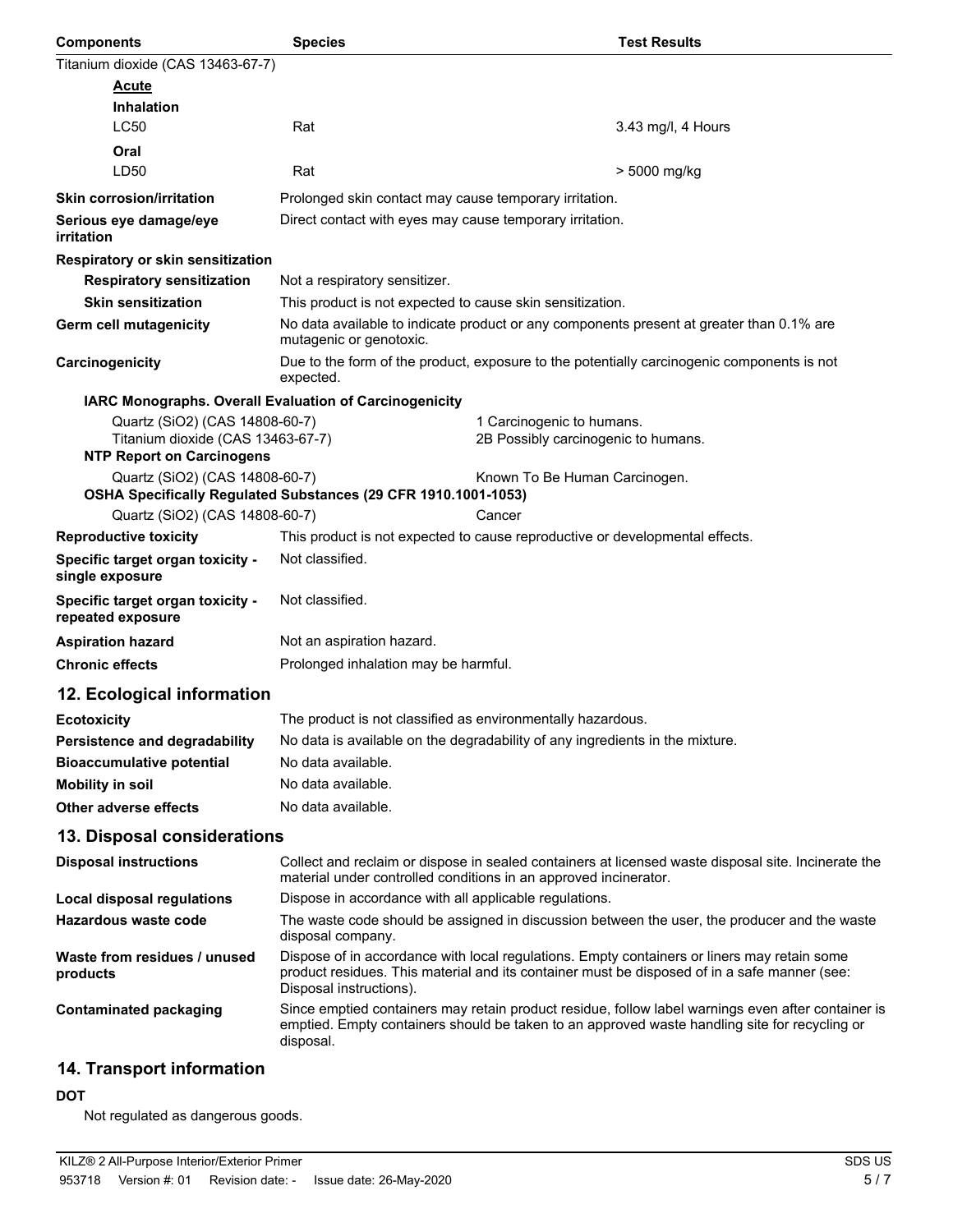| Components | Species | Test Results |
| --- | --- | --- |
| Titanium dioxide (CAS 13463-67-7) | | |
| **Acute** | | |
| **Inhalation** | | |
| LC50 | Rat | 3.43 mg/l, 4 Hours |
| **Oral** | | |
| LD50 | Rat | > 5000 mg/kg |

**Skin corrosion/irritation**: Prolonged skin contact may cause temporary irritation.

**Serious eye damage/eye irritation**: Direct contact with eyes may cause temporary irritation.

**Respiratory or skin sensitization**

**Respiratory sensitization**: Not a respiratory sensitizer.

**Skin sensitization**: This product is not expected to cause skin sensitization.

**Germ cell mutagenicity**: No data available to indicate product or any components present at greater than 0.1% are mutagenic or genotoxic.

**Carcinogenicity**: Due to the form of the product, exposure to the potentially carcinogenic components is not expected.

**IARC Monographs. Overall Evaluation of Carcinogenicity**

| | |
| --- | --- |
| Quartz ($SiO_2$) (CAS 14808-60-7) | 1 Carcinogenic to humans. |
| Titanium dioxide (CAS 13463-67-7) | 2B Possibly carcinogenic to humans. |

**NTP Report on Carcinogens**

| | |
| --- | --- |
| Quartz ($SiO_2$) (CAS 14808-60-7) | Known To Be Human Carcinogen. |

**OSHA Specifically Regulated Substances (29 CFR 1910.1001-1053)**

| | |
| --- | --- |
| Quartz ($SiO_2$) (CAS 14808-60-7) | Cancer |

**Reproductive toxicity**: This product is not expected to cause reproductive or developmental effects.

**Specific target organ toxicity - single exposure**: Not classified.

**Specific target organ toxicity - repeated exposure**: Not classified.

**Aspiration hazard**: Not an aspiration hazard.

**Chronic effects**: Prolonged inhalation may be harmful.

## 12. Ecological information

**Ecotoxicity**: The product is not classified as environmentally hazardous.

**Persistence and degradability**: No data is available on the degradability of any ingredients in the mixture.

**Bioaccumulative potential**: No data available.

**Mobility in soil**: No data available.

**Other adverse effects**: No data available.

## 13. Disposal considerations

**Disposal instructions**: Collect and reclaim or dispose in sealed containers at licensed waste disposal site. Incinerate the material under controlled conditions in an approved incinerator.

**Local disposal regulations**: Dispose in accordance with all applicable regulations.

**Hazardous waste code**: The waste code should be assigned in discussion between the user, the producer and the waste disposal company.

**Waste from residues / unused products**: Dispose of in accordance with local regulations. Empty containers or liners may retain some product residues. This material and its container must be disposed of in a safe manner (see: Disposal instructions).

**Contaminated packaging**: Since emptied containers may retain product residue, follow label warnings even after container is emptied. Empty containers should be taken to an approved waste handling site for recycling or disposal.

## 14. Transport information

**DOT**

Not regulated as dangerous goods.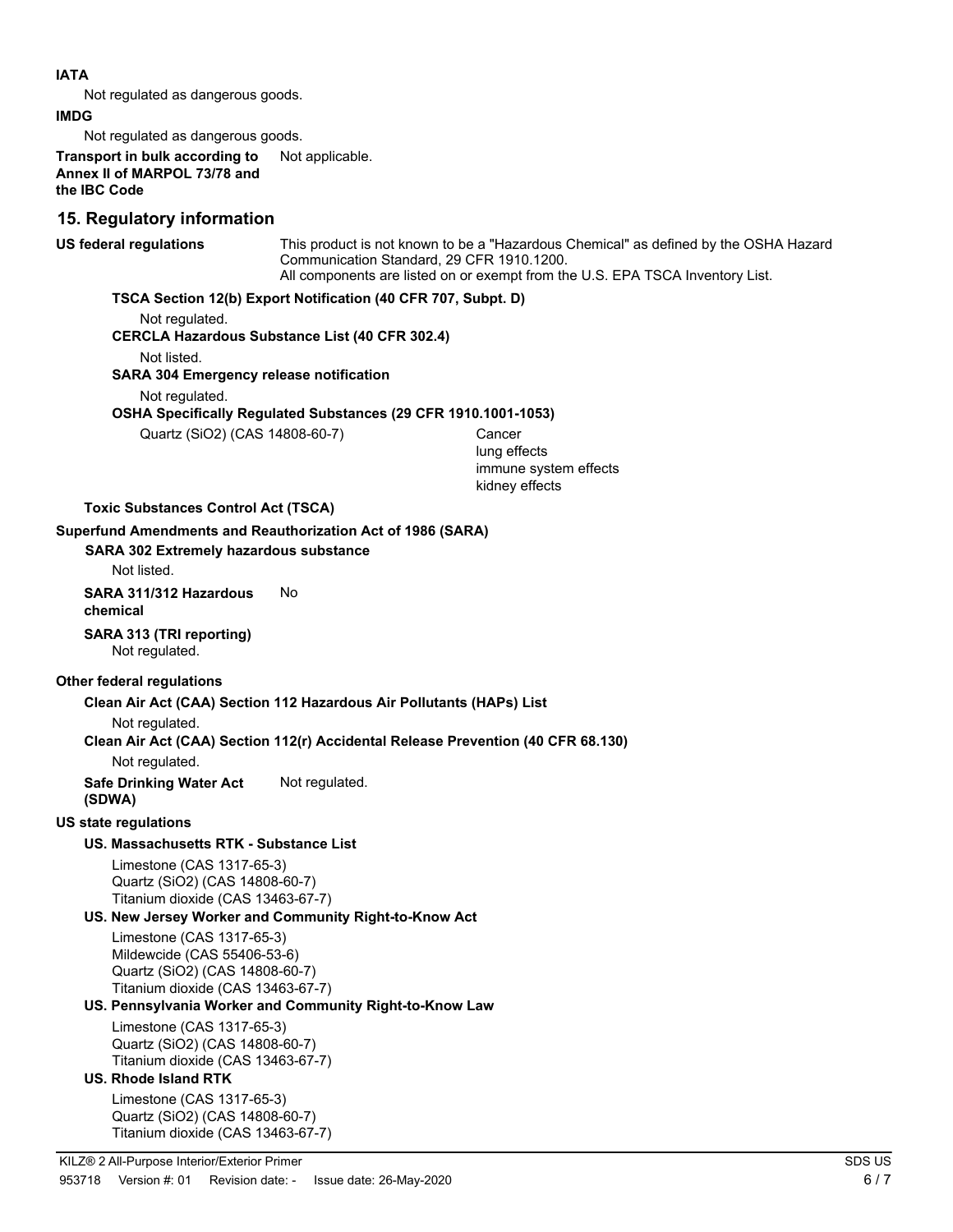**IATA**

Not regulated as dangerous goods.

**IMDG**

Not regulated as dangerous goods.

**Transport in bulk according to Annex II of MARPOL 73/78 and the IBC Code** Not applicable.

## 15. Regulatory information

**US federal regulations** This product is not known to be a "Hazardous Chemical" as defined by the OSHA Hazard Communication Standard, 29 CFR 1910.1200.
All components are listed on or exempt from the U.S. EPA TSCA Inventory List.

**TSCA Section 12(b) Export Notification (40 CFR 707, Subpt. D)**

Not regulated.

**CERCLA Hazardous Substance List (40 CFR 302.4)**

Not listed.

**SARA 304 Emergency release notification**

Not regulated.

**OSHA Specifically Regulated Substances (29 CFR 1910.1001-1053)**

| | |
|---|---|
| Quartz ($SiO_2$) (CAS 14808-60-7) | Cancer<br>lung effects<br>immune system effects<br>kidney effects |

**Toxic Substances Control Act (TSCA)**

**Superfund Amendments and Reauthorization Act of 1986 (SARA)**

**SARA 302 Extremely hazardous substance**

Not listed.

**SARA 311/312 Hazardous chemical** No

**SARA 313 (TRI reporting)**

Not regulated.

**Other federal regulations**

**Clean Air Act (CAA) Section 112 Hazardous Air Pollutants (HAPs) List**

Not regulated.

**Clean Air Act (CAA) Section 112(r) Accidental Release Prevention (40 CFR 68.130)**

Not regulated.

**Safe Drinking Water Act (SDWA)** Not regulated.

**US state regulations**

**US. Massachusetts RTK - Substance List**

Limestone (CAS 1317-65-3)
Quartz ($SiO_2$) (CAS 14808-60-7)
Titanium dioxide (CAS 13463-67-7)

**US. New Jersey Worker and Community Right-to-Know Act**

Limestone (CAS 1317-65-3)
Mildewcide (CAS 55406-53-6)
Quartz ($SiO_2$) (CAS 14808-60-7)
Titanium dioxide (CAS 13463-67-7)

**US. Pennsylvania Worker and Community Right-to-Know Law**

Limestone (CAS 1317-65-3)
Quartz ($SiO_2$) (CAS 14808-60-7)
Titanium dioxide (CAS 13463-67-7)

**US. Rhode Island RTK**

Limestone (CAS 1317-65-3)
Quartz ($SiO_2$) (CAS 14808-60-7)
Titanium dioxide (CAS 13463-67-7)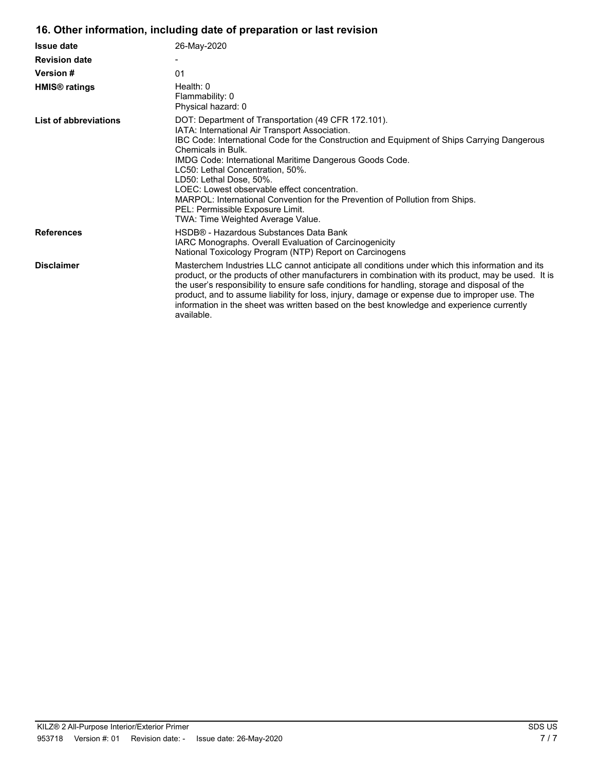## 16. Other information, including date of preparation or last revision

| | |
|---|---|
| **Issue date** | 26-May-2020 |
| **Revision date** | - |
| **Version #** | 01 |
| **HMIS® ratings** | Health: 0<br>Flammability: 0<br>Physical hazard: 0 |
| **List of abbreviations** | DOT: Department of Transportation (49 CFR 172.101).<br>IATA: International Air Transport Association.<br>IBC Code: International Code for the Construction and Equipment of Ships Carrying Dangerous Chemicals in Bulk.<br>IMDG Code: International Maritime Dangerous Goods Code.<br>LC50: Lethal Concentration, 50%.<br>LD50: Lethal Dose, 50%.<br>LOEC: Lowest observable effect concentration.<br>MARPOL: International Convention for the Prevention of Pollution from Ships.<br>PEL: Permissible Exposure Limit.<br>TWA: Time Weighted Average Value. |
| **References** | HSDB® - Hazardous Substances Data Bank<br>IARC Monographs. Overall Evaluation of Carcinogenicity<br>National Toxicology Program (NTP) Report on Carcinogens |
| **Disclaimer** | Masterchem Industries LLC cannot anticipate all conditions under which this information and its product, or the products of other manufacturers in combination with its product, may be used. It is the user's responsibility to ensure safe conditions for handling, storage and disposal of the product, and to assume liability for loss, injury, damage or expense due to improper use. The information in the sheet was written based on the best knowledge and experience currently available. |